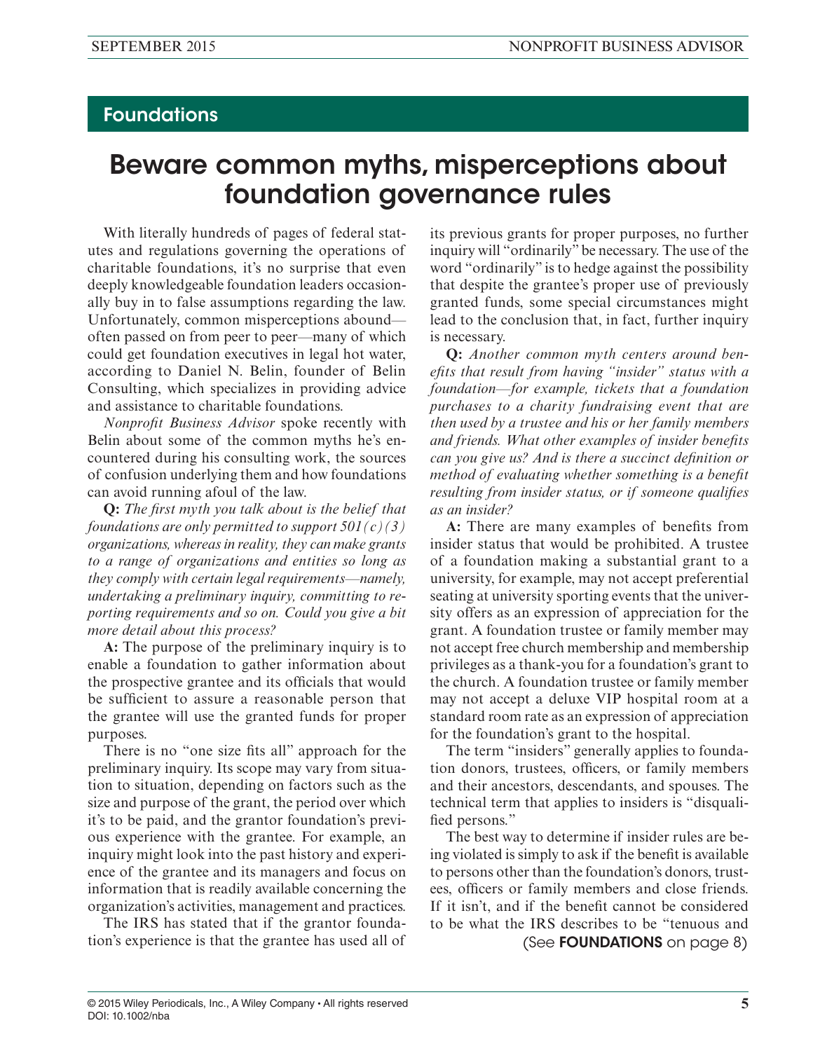## Foundations

# Beware common myths, misperceptions about foundation governance rules

With literally hundreds of pages of federal statutes and regulations governing the operations of charitable foundations, it's no surprise that even deeply knowledgeable foundation leaders occasionally buy in to false assumptions regarding the law. Unfortunately, common misperceptions abound—often passed on from peer to peer—many of which could get foundation executives in legal hot water, according to Daniel N. Belin, founder of Belin Consulting, which specializes in providing advice and assistance to charitable foundations.

*Nonprofit Business Advisor* spoke recently with Belin about some of the common myths he's encountered during his consulting work, the sources of confusion underlying them and how foundations can avoid running afoul of the law.

**Q:** *The first myth you talk about is the belief that foundations are only permitted to support 501(c)(3) organizations, whereas in reality, they can make grants to a range of organizations and entities so long as they comply with certain legal requirements—namely, undertaking a preliminary inquiry, committing to reporting requirements and so on. Could you give a bit more detail about this process?*

**A:** The purpose of the preliminary inquiry is to enable a foundation to gather information about the prospective grantee and its officials that would be sufficient to assure a reasonable person that the grantee will use the granted funds for proper purposes.

There is no "one size fits all" approach for the preliminary inquiry. Its scope may vary from situation to situation, depending on factors such as the size and purpose of the grant, the period over which it's to be paid, and the grantor foundation's previous experience with the grantee. For example, an inquiry might look into the past history and experience of the grantee and its managers and focus on information that is readily available concerning the organization's activities, management and practices.

The IRS has stated that if the grantor foundation's experience is that the grantee has used all of its previous grants for proper purposes, no further inquiry will "ordinarily" be necessary. The use of the word "ordinarily" is to hedge against the possibility that despite the grantee's proper use of previously granted funds, some special circumstances might lead to the conclusion that, in fact, further inquiry is necessary.

**Q:** *Another common myth centers around benefits that result from having "insider" status with a foundation—for example, tickets that a foundation purchases to a charity fundraising event that are then used by a trustee and his or her family members and friends. What other examples of insider benefits can you give us? And is there a succinct definition or method of evaluating whether something is a benefit resulting from insider status, or if someone qualifies as an insider?*

**A:** There are many examples of benefits from insider status that would be prohibited. A trustee of a foundation making a substantial grant to a university, for example, may not accept preferential seating at university sporting events that the university offers as an expression of appreciation for the grant. A foundation trustee or family member may not accept free church membership and membership privileges as a thank-you for a foundation's grant to the church. A foundation trustee or family member may not accept a deluxe VIP hospital room at a standard room rate as an expression of appreciation for the foundation's grant to the hospital.

The term "insiders" generally applies to foundation donors, trustees, officers, or family members and their ancestors, descendants, and spouses. The technical term that applies to insiders is "disqualified persons."

The best way to determine if insider rules are being violated is simply to ask if the benefit is available to persons other than the foundation's donors, trustees, officers or family members and close friends. If it isn't, and if the benefit cannot be considered to be what the IRS describes to be "tenuous and

(See **FOUNDATIONS** on page 8)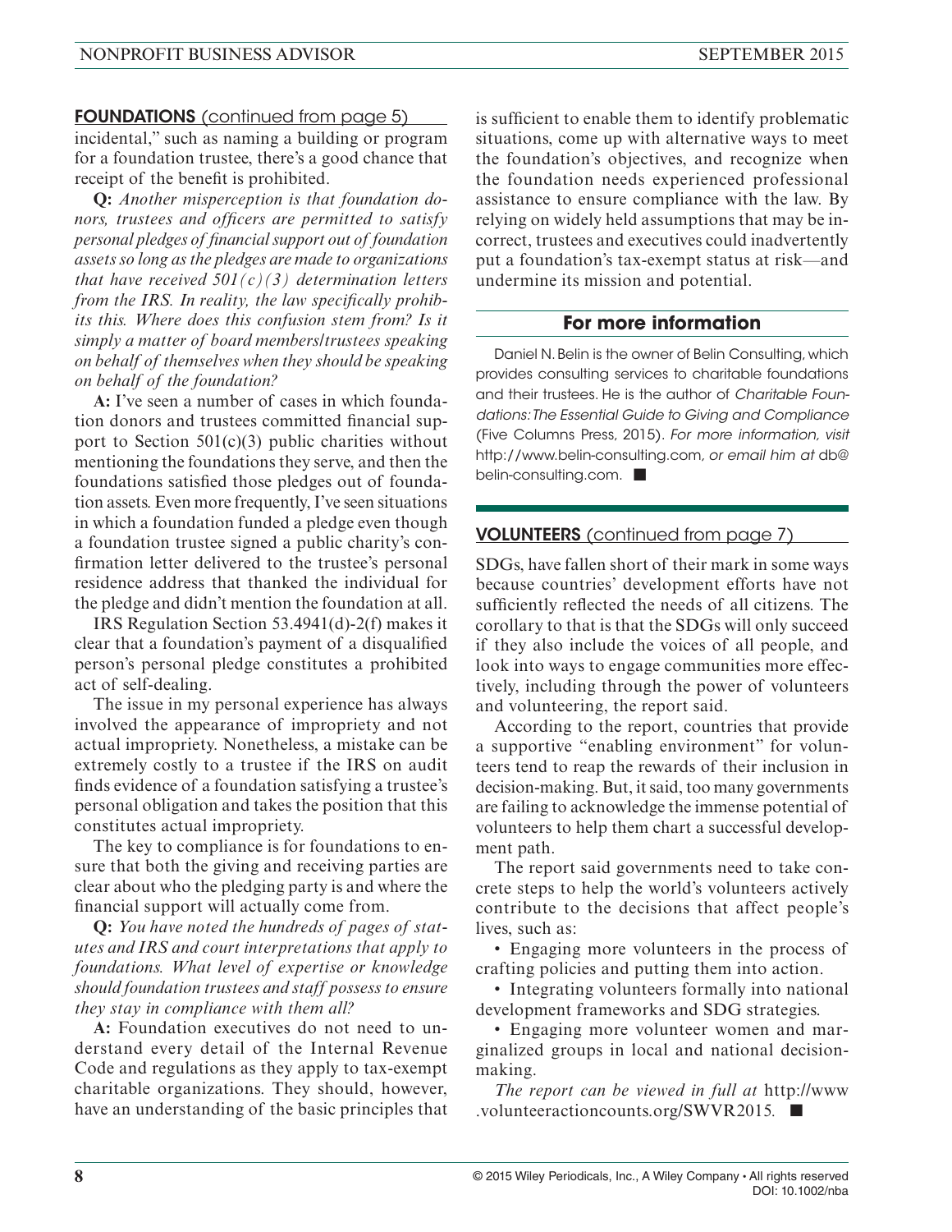**FOUNDATIONS** (continued from page 5)

incidental," such as naming a building or program for a foundation trustee, there's a good chance that receipt of the benefit is prohibited.

**Q:** *Another misperception is that foundation donors, trustees and officers are permitted to satisfy personal pledges of financial support out of foundation assets so long as the pledges are made to organizations that have received 501(c)(3) determination letters from the IRS. In reality, the law specifically prohibits this. Where does this confusion stem from? Is it simply a matter of board members/trustees speaking on behalf of themselves when they should be speaking on behalf of the foundation?*

**A:** I've seen a number of cases in which foundation donors and trustees committed financial support to Section 501(c)(3) public charities without mentioning the foundations they serve, and then the foundations satisfied those pledges out of foundation assets. Even more frequently, I've seen situations in which a foundation funded a pledge even though a foundation trustee signed a public charity's confirmation letter delivered to the trustee's personal residence address that thanked the individual for the pledge and didn't mention the foundation at all.

IRS Regulation Section 53.4941(d)-2(f) makes it clear that a foundation's payment of a disqualified person's personal pledge constitutes a prohibited act of self-dealing.

The issue in my personal experience has always involved the appearance of impropriety and not actual impropriety. Nonetheless, a mistake can be extremely costly to a trustee if the IRS on audit finds evidence of a foundation satisfying a trustee's personal obligation and takes the position that this constitutes actual impropriety.

The key to compliance is for foundations to ensure that both the giving and receiving parties are clear about who the pledging party is and where the financial support will actually come from.

**Q:** *You have noted the hundreds of pages of statutes and IRS and court interpretations that apply to foundations. What level of expertise or knowledge should foundation trustees and staff possess to ensure they stay in compliance with them all?*

**A:** Foundation executives do not need to understand every detail of the Internal Revenue Code and regulations as they apply to tax-exempt charitable organizations. They should, however, have an understanding of the basic principles that is sufficient to enable them to identify problematic situations, come up with alternative ways to meet the foundation's objectives, and recognize when the foundation needs experienced professional assistance to ensure compliance with the law. By relying on widely held assumptions that may be incorrect, trustees and executives could inadvertently put a foundation's tax-exempt status at risk—and undermine its mission and potential.

### For more information

Daniel N. Belin is the owner of Belin Consulting, which provides consulting services to charitable foundations and their trustees. He is the author of *Charitable Foundations: The Essential Guide to Giving and Compliance* (Five Columns Press, 2015). *For more information, visit* http://www.belin-consulting.com, *or email him at* db@belin-consulting.com. ■

**VOLUNTEERS** (continued from page 7)

SDGs, have fallen short of their mark in some ways because countries' development efforts have not sufficiently reflected the needs of all citizens. The corollary to that is that the SDGs will only succeed if they also include the voices of all people, and look into ways to engage communities more effectively, including through the power of volunteers and volunteering, the report said.

According to the report, countries that provide a supportive "enabling environment" for volunteers tend to reap the rewards of their inclusion in decision-making. But, it said, too many governments are failing to acknowledge the immense potential of volunteers to help them chart a successful development path.

The report said governments need to take concrete steps to help the world's volunteers actively contribute to the decisions that affect people's lives, such as:

- Engaging more volunteers in the process of crafting policies and putting them into action.
- Integrating volunteers formally into national development frameworks and SDG strategies.
- Engaging more volunteer women and marginalized groups in local and national decision-making.

*The report can be viewed in full at* http://www.volunteeractioncounts.org/SWVR2015. ■